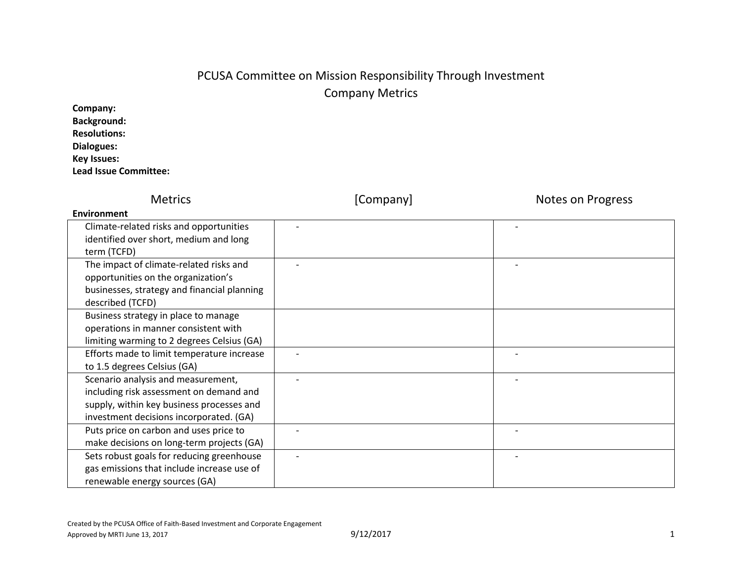# PCUSA Committee on Mission Responsibility Through Investment

## Company Metrics

**Company:**
**Background:**
**Resolutions:**
**Dialogues:**
**Key Issues:**
**Lead Issue Committee:**

| Metrics | [Company] | Notes on Progress |
|---|---|---|
| **Environment** | | |
| Climate-related risks and opportunities identified over short, medium and long term (TCFD) | - | - |
| The impact of climate-related risks and opportunities on the organization's businesses, strategy and financial planning described (TCFD) | - | - |
| Business strategy in place to manage operations in manner consistent with limiting warming to 2 degrees Celsius (GA) | | |
| Efforts made to limit temperature increase to 1.5 degrees Celsius (GA) | - | - |
| Scenario analysis and measurement, including risk assessment on demand and supply, within key business processes and investment decisions incorporated. (GA) | - | - |
| Puts price on carbon and uses price to make decisions on long-term projects (GA) | - | - |
| Sets robust goals for reducing greenhouse gas emissions that include increase use of renewable energy sources (GA) | - | - |

Created by the PCUSA Office of Faith-Based Investment and Corporate Engagement
Approved by MRTI June 13, 2017

9/12/2017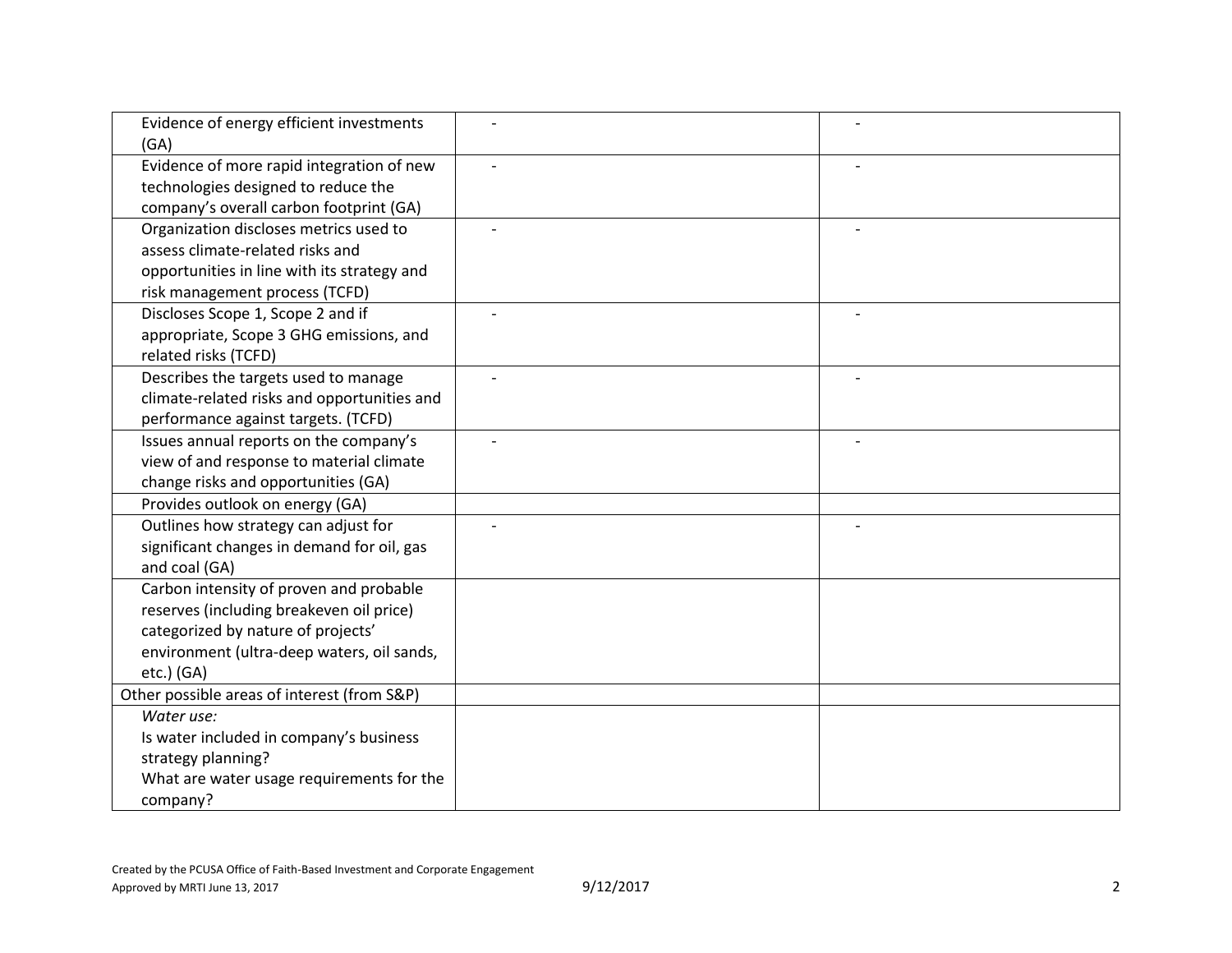| | | |
|---|---|---|
| Evidence of energy efficient investments (GA) | - | - |
| Evidence of more rapid integration of new technologies designed to reduce the company's overall carbon footprint (GA) | - | - |
| Organization discloses metrics used to assess climate-related risks and opportunities in line with its strategy and risk management process (TCFD) | - | - |
| Discloses Scope 1, Scope 2 and if appropriate, Scope 3 GHG emissions, and related risks (TCFD) | - | - |
| Describes the targets used to manage climate-related risks and opportunities and performance against targets. (TCFD) | - | - |
| Issues annual reports on the company's view of and response to material climate change risks and opportunities (GA) | - | - |
| Provides outlook on energy (GA) | | |
| Outlines how strategy can adjust for significant changes in demand for oil, gas and coal (GA) | - | - |
| Carbon intensity of proven and probable reserves (including breakeven oil price) categorized by nature of projects' environment (ultra-deep waters, oil sands, etc.) (GA) | | |
| Other possible areas of interest (from S&P) | | |
| *Water use:*<br>Is water included in company's business strategy planning?<br>What are water usage requirements for the company? | | |

Created by the PCUSA Office of Faith-Based Investment and Corporate Engagement
Approved by MRTI June 13, 2017
9/12/2017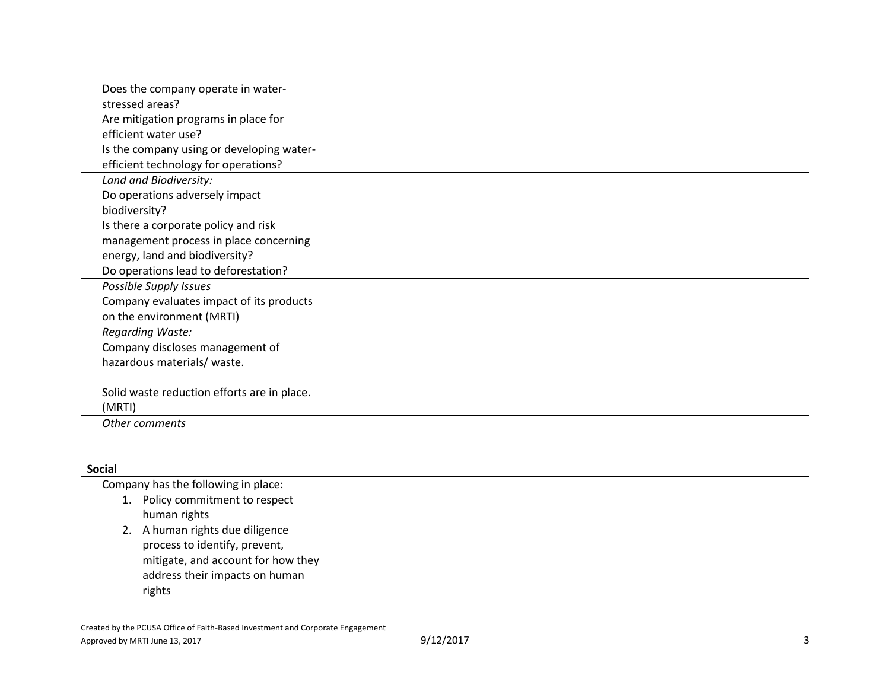| | | |
|---|---|---|
| Does the company operate in water-stressed areas?<br>Are mitigation programs in place for efficient water use?<br>Is the company using or developing water-efficient technology for operations? | | |
| *Land and Biodiversity:*<br>Do operations adversely impact biodiversity?<br>Is there a corporate policy and risk management process in place concerning energy, land and biodiversity?<br>Do operations lead to deforestation? | | |
| *Possible Supply Issues*<br>Company evaluates impact of its products on the environment (MRTI) | | |
| *Regarding Waste:*<br>Company discloses management of hazardous materials/ waste.<br><br>Solid waste reduction efforts are in place. (MRTI) | | |
| *Other comments* | | |

**Social**

| | | |
|---|---|---|
| Company has the following in place:<br>1. Policy commitment to respect human rights<br>2. A human rights due diligence process to identify, prevent, mitigate, and account for how they address their impacts on human rights | | |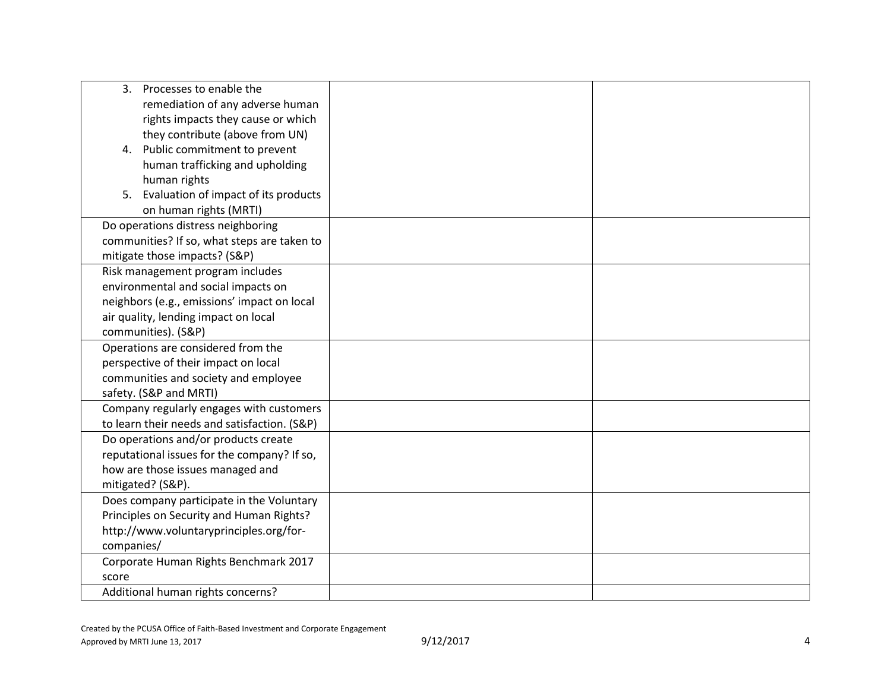|  |  |  |
|---|---|---|
| 3. Processes to enable the remediation of any adverse human rights impacts they cause or which they contribute (above from UN)<br>4. Public commitment to prevent human trafficking and upholding human rights<br>5. Evaluation of impact of its products on human rights (MRTI) | | |
| Do operations distress neighboring communities? If so, what steps are taken to mitigate those impacts? (S&P) | | |
| Risk management program includes environmental and social impacts on neighbors (e.g., emissions' impact on local air quality, lending impact on local communities). (S&P) | | |
| Operations are considered from the perspective of their impact on local communities and society and employee safety. (S&P and MRTI) | | |
| Company regularly engages with customers to learn their needs and satisfaction. (S&P) | | |
| Do operations and/or products create reputational issues for the company? If so, how are those issues managed and mitigated? (S&P). | | |
| Does company participate in the Voluntary Principles on Security and Human Rights? http://www.voluntaryprinciples.org/for-companies/ | | |
| Corporate Human Rights Benchmark 2017 score | | |
| Additional human rights concerns? | | |

Created by the PCUSA Office of Faith-Based Investment and Corporate Engagement
Approved by MRTI June 13, 2017 9/12/2017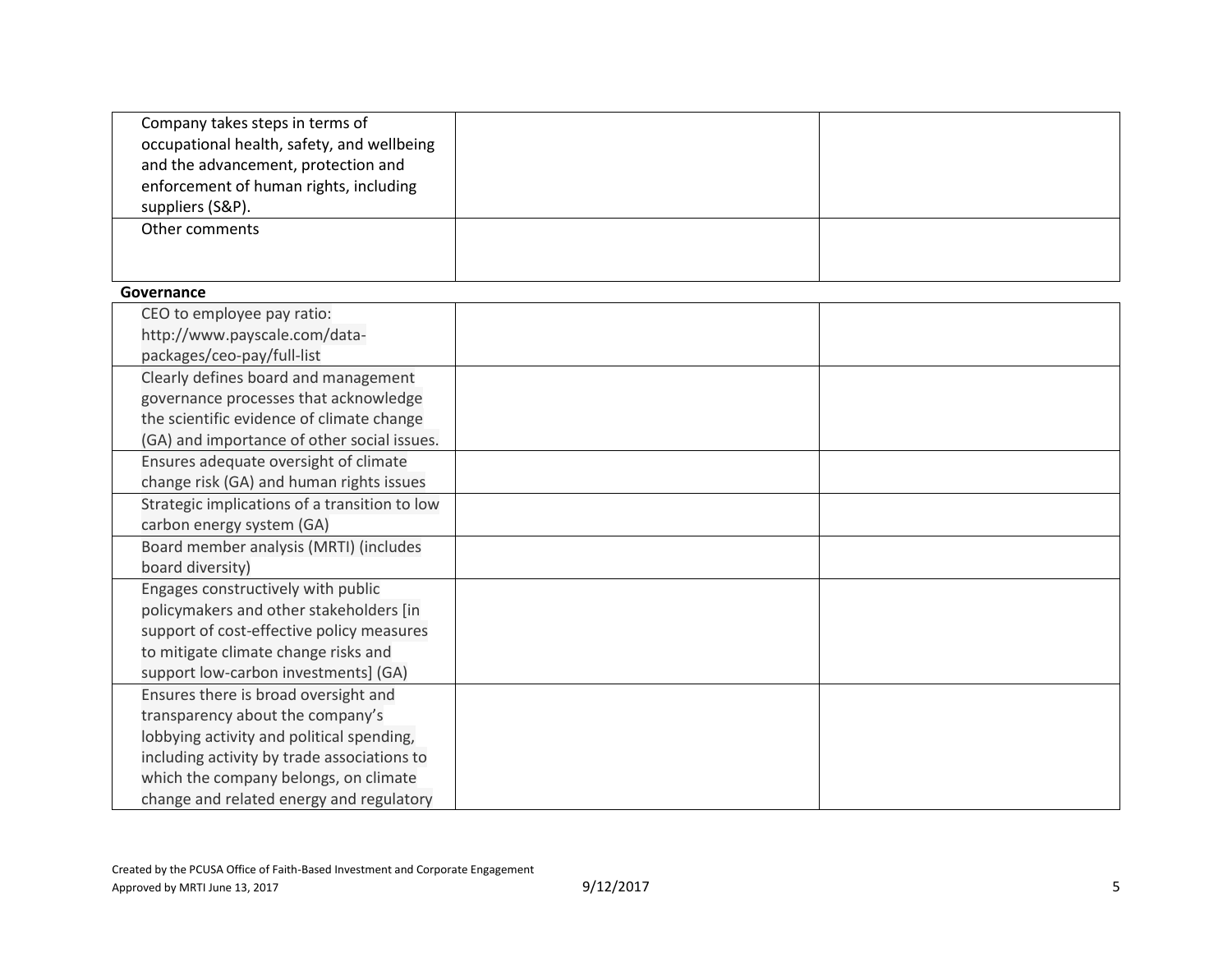| | | |
|---|---|---|
| Company takes steps in terms of occupational health, safety, and wellbeing and the advancement, protection and enforcement of human rights, including suppliers (S&P). | | |
| Other comments | | |

**Governance**

| | | |
|---|---|---|
| CEO to employee pay ratio: http://www.payscale.com/data-packages/ceo-pay/full-list | | |
| Clearly defines board and management governance processes that acknowledge the scientific evidence of climate change (GA) and importance of other social issues. | | |
| Ensures adequate oversight of climate change risk (GA) and human rights issues | | |
| Strategic implications of a transition to low carbon energy system (GA) | | |
| Board member analysis (MRTI) (includes board diversity) | | |
| Engages constructively with public policymakers and other stakeholders [in support of cost-effective policy measures to mitigate climate change risks and support low-carbon investments] (GA) | | |
| Ensures there is broad oversight and transparency about the company's lobbying activity and political spending, including activity by trade associations to which the company belongs, on climate change and related energy and regulatory | | |

Created by the PCUSA Office of Faith-Based Investment and Corporate Engagement
Approved by MRTI June 13, 2017

9/12/2017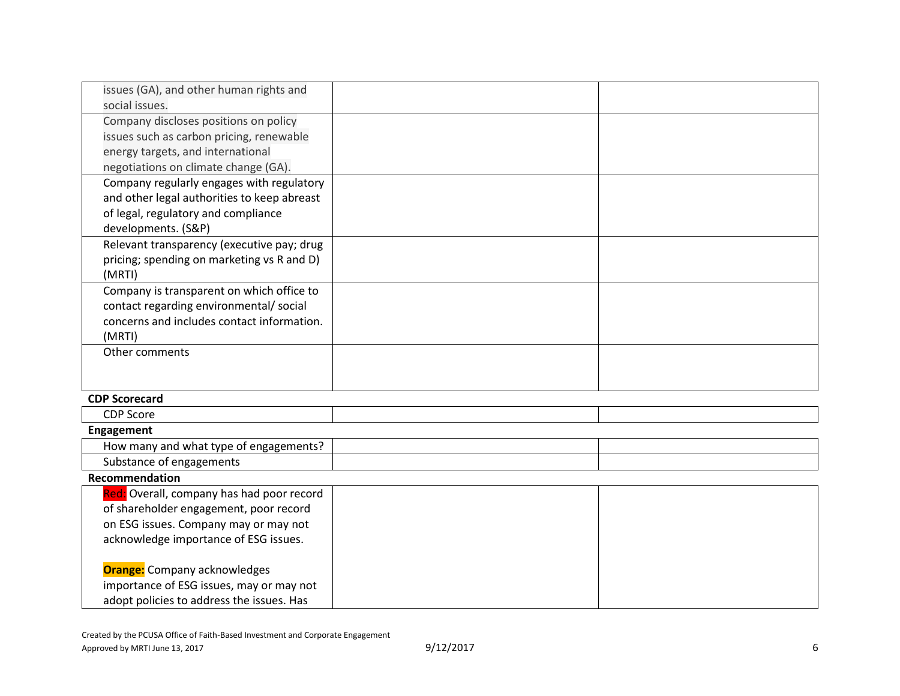| | | |
|---|---|---|
| issues (GA), and other human rights and social issues. | | |
| Company discloses positions on policy issues such as carbon pricing, renewable energy targets, and international negotiations on climate change (GA). | | |
| Company regularly engages with regulatory and other legal authorities to keep abreast of legal, regulatory and compliance developments. (S&P) | | |
| Relevant transparency (executive pay; drug pricing; spending on marketing vs R and D) (MRTI) | | |
| Company is transparent on which office to contact regarding environmental/ social concerns and includes contact information. (MRTI) | | |
| Other comments | | |

**CDP Scorecard**

| | | |
|---|---|---|
| CDP Score | | |

**Engagement**

| | | |
|---|---|---|
| How many and what type of engagements? | | |
| Substance of engagements | | |

**Recommendation**

| | | |
|---|---|---|
| **Red:** Overall, company has had poor record of shareholder engagement, poor record on ESG issues. Company may or may not acknowledge importance of ESG issues.<br><br>**Orange:** Company acknowledges importance of ESG issues, may or may not adopt policies to address the issues. Has | | |

Created by the PCUSA Office of Faith-Based Investment and Corporate Engagement
Approved by MRTI June 13, 2017 9/12/2017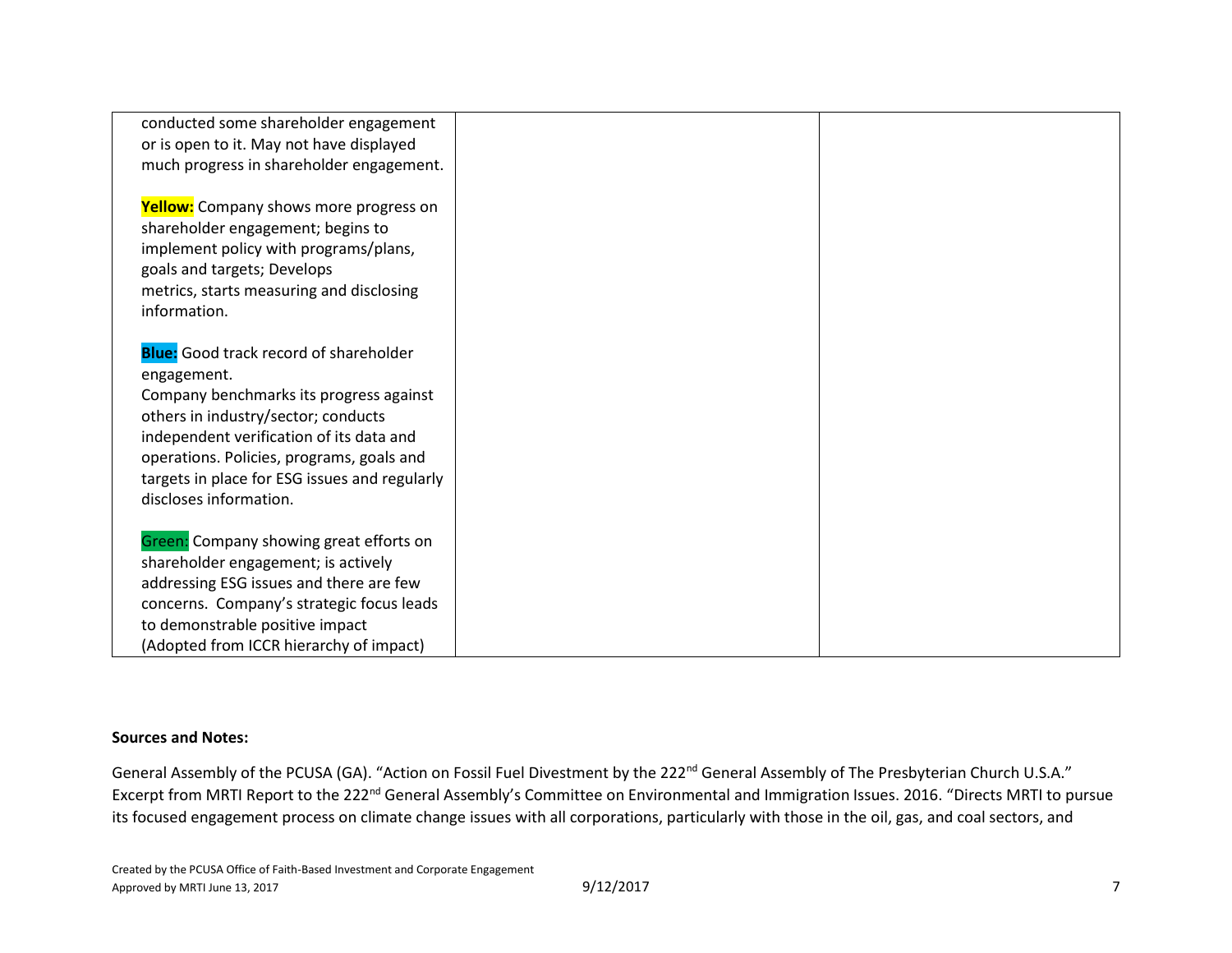| | | |
|---|---|---|
| conducted some shareholder engagement or is open to it. May not have displayed much progress in shareholder engagement.<br><br>**Yellow:** Company shows more progress on shareholder engagement; begins to implement policy with programs/plans, goals and targets; Develops metrics, starts measuring and disclosing information.<br><br>**Blue:** Good track record of shareholder engagement.<br>Company benchmarks its progress against others in industry/sector; conducts independent verification of its data and operations. Policies, programs, goals and targets in place for ESG issues and regularly discloses information.<br><br>Green: Company showing great efforts on shareholder engagement; is actively addressing ESG issues and there are few concerns. Company's strategic focus leads to demonstrable positive impact<br>(Adopted from ICCR hierarchy of impact) | | |

**Sources and Notes:**

General Assembly of the PCUSA (GA). "Action on Fossil Fuel Divestment by the 222nd General Assembly of The Presbyterian Church U.S.A." Excerpt from MRTI Report to the 222nd General Assembly's Committee on Environmental and Immigration Issues. 2016. "Directs MRTI to pursue its focused engagement process on climate change issues with all corporations, particularly with those in the oil, gas, and coal sectors, and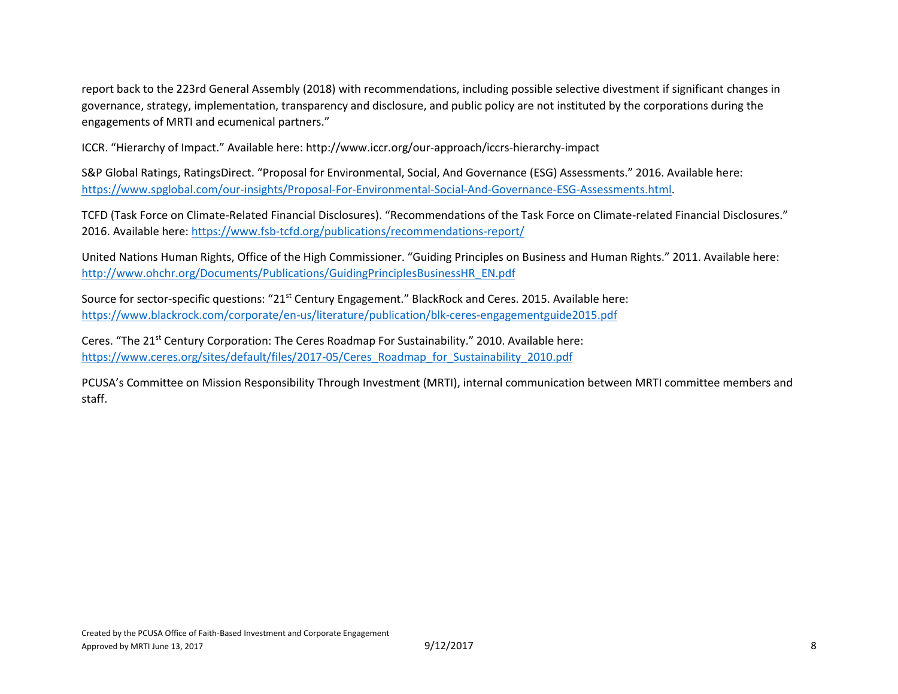report back to the 223rd General Assembly (2018) with recommendations, including possible selective divestment if significant changes in governance, strategy, implementation, transparency and disclosure, and public policy are not instituted by the corporations during the engagements of MRTI and ecumenical partners."

ICCR. "Hierarchy of Impact." Available here: http://www.iccr.org/our-approach/iccrs-hierarchy-impact

S&P Global Ratings, RatingsDirect. "Proposal for Environmental, Social, And Governance (ESG) Assessments." 2016. Available here: https://www.spglobal.com/our-insights/Proposal-For-Environmental-Social-And-Governance-ESG-Assessments.html.

TCFD (Task Force on Climate-Related Financial Disclosures). "Recommendations of the Task Force on Climate-related Financial Disclosures." 2016. Available here: https://www.fsb-tcfd.org/publications/recommendations-report/

United Nations Human Rights, Office of the High Commissioner. "Guiding Principles on Business and Human Rights." 2011. Available here: http://www.ohchr.org/Documents/Publications/GuidingPrinciplesBusinessHR_EN.pdf

Source for sector-specific questions: "21st Century Engagement." BlackRock and Ceres. 2015. Available here: https://www.blackrock.com/corporate/en-us/literature/publication/blk-ceres-engagementguide2015.pdf

Ceres. "The 21st Century Corporation: The Ceres Roadmap For Sustainability." 2010. Available here: https://www.ceres.org/sites/default/files/2017-05/Ceres_Roadmap_for_Sustainability_2010.pdf

PCUSA's Committee on Mission Responsibility Through Investment (MRTI), internal communication between MRTI committee members and staff.